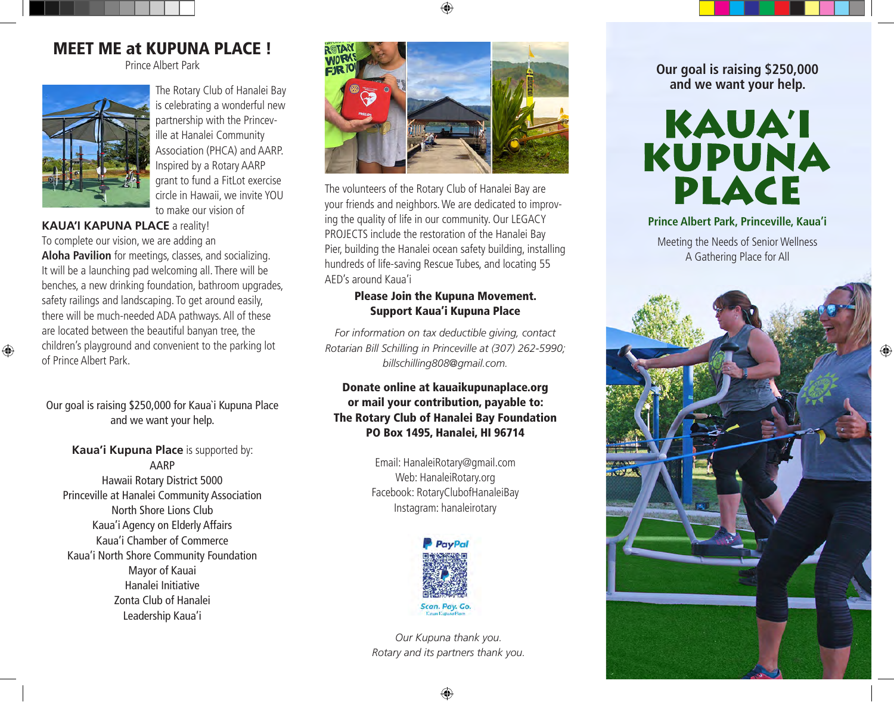# MEET ME at KUPUNA PLACE !

Prince Albert Park

The Rotary Club of Hanalei Bay is celebrating a wonderful new partnership with the Princeville at Hanalei Community Association (PHCA) and AARP. Inspired by a Rotary AARP grant to fund a FitLot exercise circle in Hawaii, we invite YOU to make our vision of **KAUA'I KAPUNA PLACE** a reality!

To complete our vision, we are adding an **Aloha Pavilion** for meetings, classes, and socializing. It will be a launching pad welcoming all. There will be benches, a new drinking foundation, bathroom upgrades, safety railings and landscaping. To get around easily, there will be much-needed ADA pathways. All of these are located between the beautiful banyan tree, the children's playground and convenient to the parking lot of Prince Albert Park.

Our goal is raising $250,000 for Kaua`i Kupuna Place and we want your help.

**Kaua'i Kupuna Place** is supported by:

AARP
Hawaii Rotary District 5000
Princeville at Hanalei Community Association
North Shore Lions Club
Kaua'i Agency on Elderly Affairs
Kaua'i Chamber of Commerce
Kaua'i North Shore Community Foundation
Mayor of Kauai
Hanalei Initiative
Zonta Club of Hanalei
Leadership Kaua'i

The volunteers of the Rotary Club of Hanalei Bay are your friends and neighbors. We are dedicated to improving the quality of life in our community. Our LEGACY PROJECTS include the restoration of the Hanalei Bay Pier, building the Hanalei ocean safety building, installing hundreds of life-saving Rescue Tubes, and locating 55 AED's around Kaua'i

**Please Join the Kupuna Movement.**
**Support Kaua'i Kupuna Place**

*For information on tax deductible giving, contact Rotarian Bill Schilling in Princeville at (307) 262-5990; billschilling808@gmail.com.*

**Donate online at kauaikupunaplace.org or mail your contribution, payable to:**
**The Rotary Club of Hanalei Bay Foundation**
**PO Box 1495, Hanalei, HI 96714**

Email: HanaleiRotary@gmail.com
Web: HanaleiRotary.org
Facebook: RotaryClubofHanaleiBay
Instagram: hanaleirotary

PayPal
Scan. Pay. Go.
Kauai Kupuna Place

*Our Kupuna thank you.*
*Rotary and its partners thank you.*

Our goal is raising $250,000 and we want your help.

# KAUA'I KUPUNA PLACE

**Prince Albert Park, Princeville, Kaua'i**

Meeting the Needs of Senior Wellness
A Gathering Place for All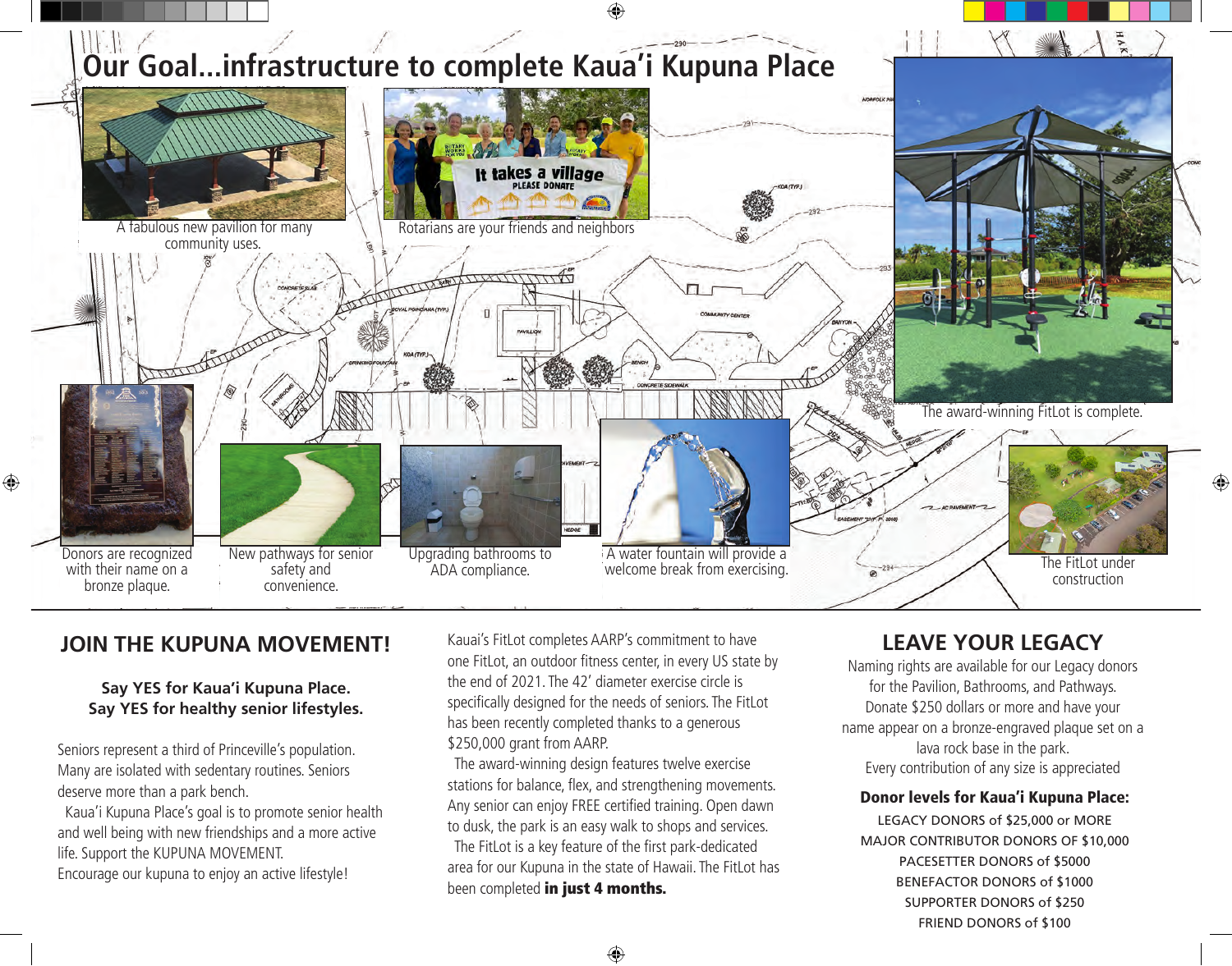# Our Goal...infrastructure to complete Kaua'i Kupuna Place

A fabulous new pavilion for many community uses.

Rotarians are your friends and neighbors

The award-winning FitLot is complete.

Donors are recognized with their name on a bronze plaque.

New pathways for senior safety and convenience.

Upgrading bathrooms to ADA compliance.

A water fountain will provide a welcome break from exercising.

The FitLot under construction

## JOIN THE KUPUNA MOVEMENT!

**Say YES for Kaua'i Kupuna Place.**
**Say YES for healthy senior lifestyles.**

Seniors represent a third of Princeville's population. Many are isolated with sedentary routines. Seniors deserve more than a park bench.

Kaua'i Kupuna Place's goal is to promote senior health and well being with new friendships and a more active life. Support the KUPUNA MOVEMENT. Encourage our kupuna to enjoy an active lifestyle!

Kauai's FitLot completes AARP's commitment to have one FitLot, an outdoor fitness center, in every US state by the end of 2021. The 42' diameter exercise circle is specifically designed for the needs of seniors. The FitLot has been recently completed thanks to a generous $250,000 grant from AARP.

The award-winning design features twelve exercise stations for balance, flex, and strengthening movements. Any senior can enjoy FREE certified training. Open dawn to dusk, the park is an easy walk to shops and services.

The FitLot is a key feature of the first park-dedicated area for our Kupuna in the state of Hawaii. The FitLot has been completed **in just 4 months.**

## LEAVE YOUR LEGACY

Naming rights are available for our Legacy donors for the Pavilion, Bathrooms, and Pathways. Donate $250 dollars or more and have your name appear on a bronze-engraved plaque set on a lava rock base in the park.

Every contribution of any size is appreciated

**Donor levels for Kaua'i Kupuna Place:**

LEGACY DONORS of $25,000 or MORE
MAJOR CONTRIBUTOR DONORS OF $10,000
PACESETTER DONORS of $5000
BENEFACTOR DONORS of $1000
SUPPORTER DONORS of $250
FRIEND DONORS of $100